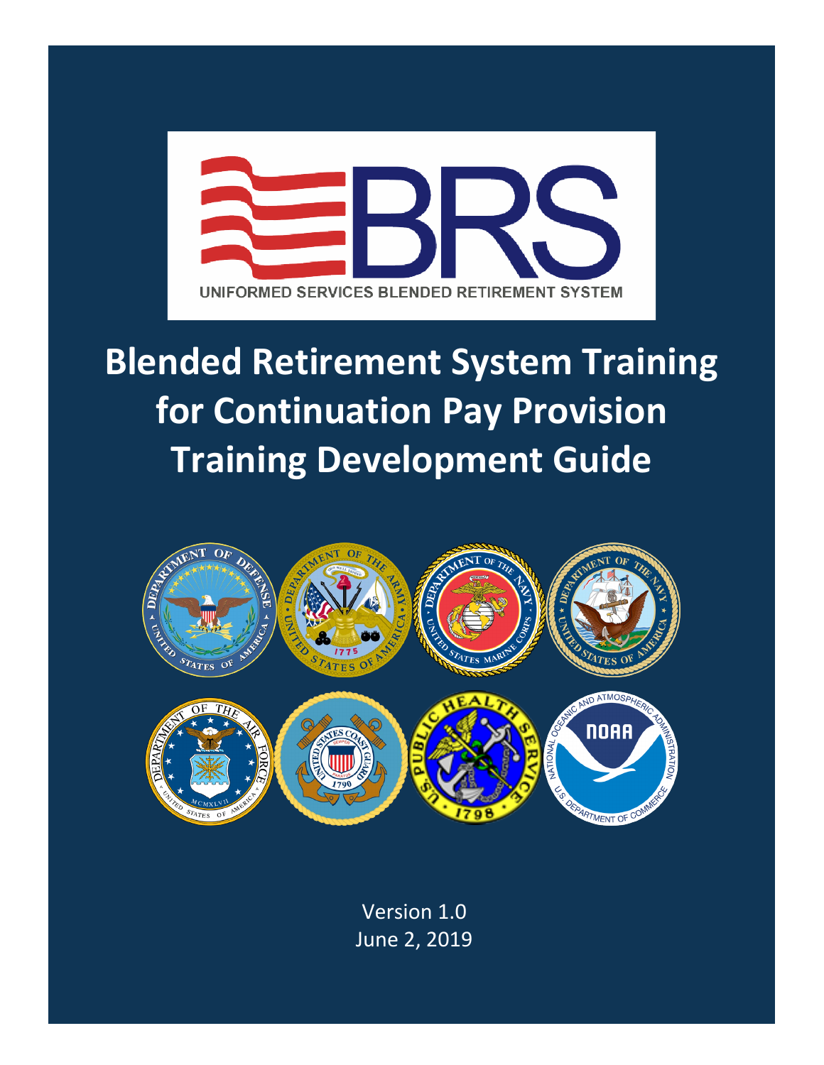# Blended Retirement System Training for Continuation Pay Provision Training Development Guide

Version 1.0
June 2, 2019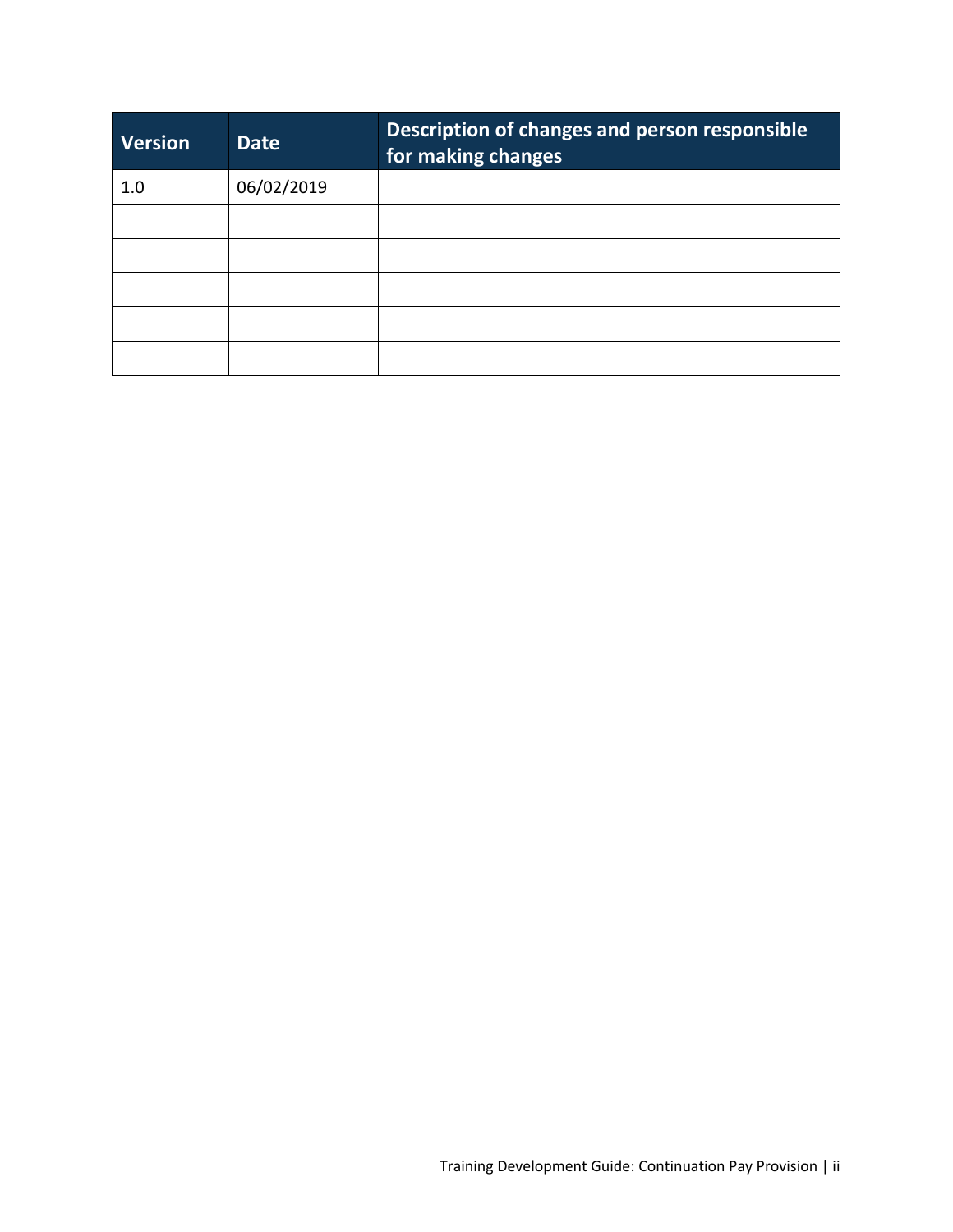| Version | Date | Description of changes and person responsible for making changes |
| --- | --- | --- |
| 1.0 | 06/02/2019 | |
| | | |
| | | |
| | | |
| | | |
| | | |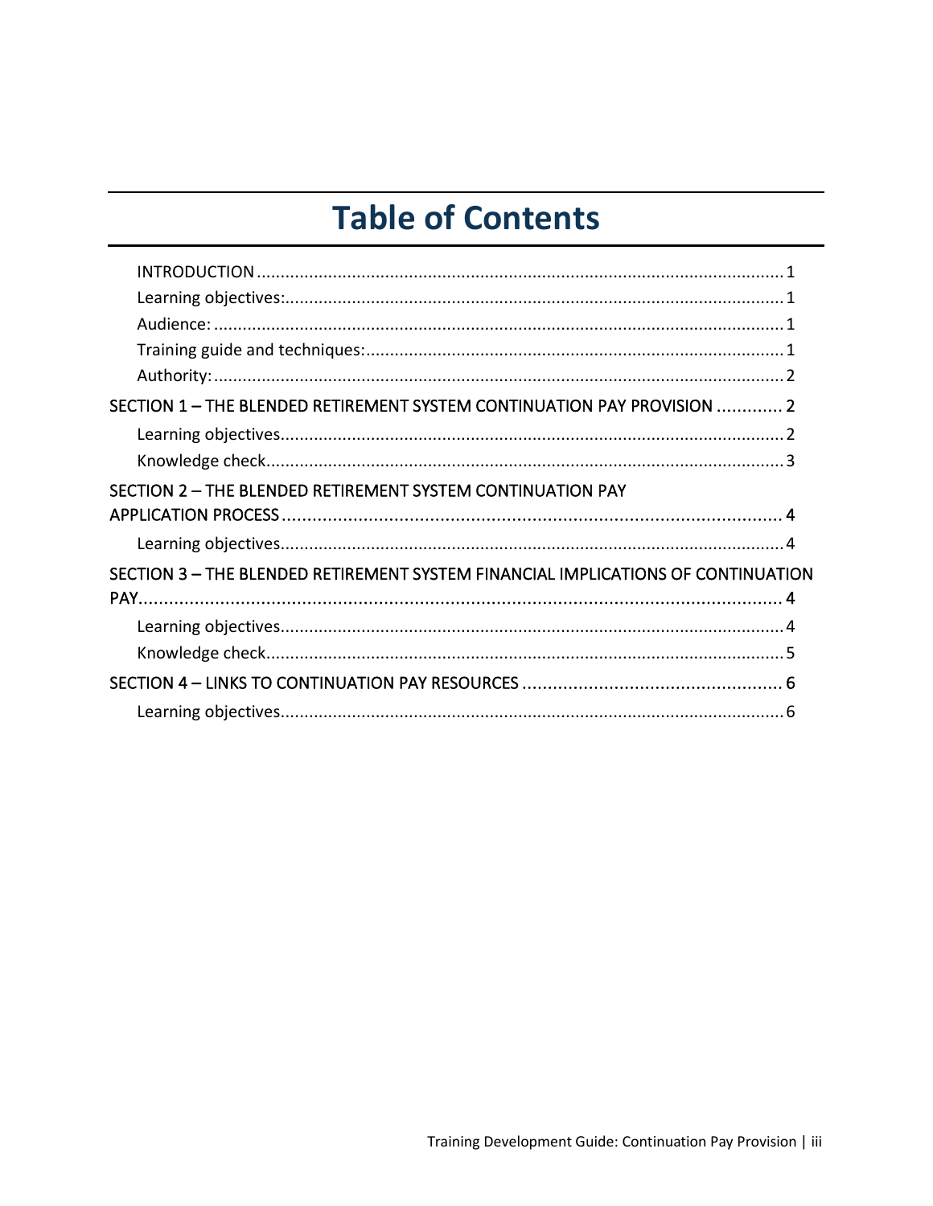# Table of Contents

- INTRODUCTION ..... 1
  - Learning objectives: ..... 1
  - Audience: ..... 1
  - Training guide and techniques: ..... 1
  - Authority: ..... 2
- SECTION 1 – THE BLENDED RETIREMENT SYSTEM CONTINUATION PAY PROVISION ..... 2
  - Learning objectives ..... 2
  - Knowledge check ..... 3
- SECTION 2 – THE BLENDED RETIREMENT SYSTEM CONTINUATION PAY APPLICATION PROCESS ..... 4
  - Learning objectives ..... 4
- SECTION 3 – THE BLENDED RETIREMENT SYSTEM FINANCIAL IMPLICATIONS OF CONTINUATION PAY ..... 4
  - Learning objectives ..... 4
  - Knowledge check ..... 5
- SECTION 4 – LINKS TO CONTINUATION PAY RESOURCES ..... 6
  - Learning objectives ..... 6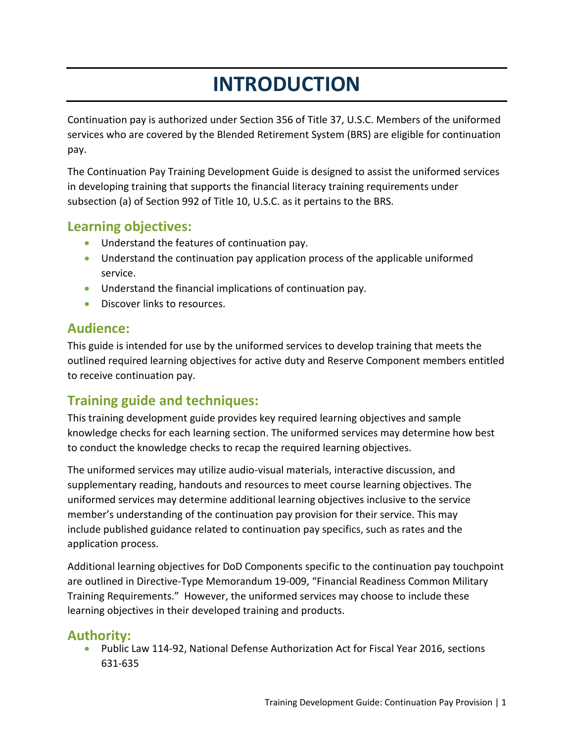# INTRODUCTION

Continuation pay is authorized under Section 356 of Title 37, U.S.C. Members of the uniformed services who are covered by the Blended Retirement System (BRS) are eligible for continuation pay.

The Continuation Pay Training Development Guide is designed to assist the uniformed services in developing training that supports the financial literacy training requirements under subsection (a) of Section 992 of Title 10, U.S.C. as it pertains to the BRS.

## Learning objectives:

- Understand the features of continuation pay.
- Understand the continuation pay application process of the applicable uniformed service.
- Understand the financial implications of continuation pay.
- Discover links to resources.

## Audience:

This guide is intended for use by the uniformed services to develop training that meets the outlined required learning objectives for active duty and Reserve Component members entitled to receive continuation pay.

## Training guide and techniques:

This training development guide provides key required learning objectives and sample knowledge checks for each learning section. The uniformed services may determine how best to conduct the knowledge checks to recap the required learning objectives.

The uniformed services may utilize audio-visual materials, interactive discussion, and supplementary reading, handouts and resources to meet course learning objectives. The uniformed services may determine additional learning objectives inclusive to the service member's understanding of the continuation pay provision for their service. This may include published guidance related to continuation pay specifics, such as rates and the application process.

Additional learning objectives for DoD Components specific to the continuation pay touchpoint are outlined in Directive-Type Memorandum 19-009, "Financial Readiness Common Military Training Requirements." However, the uniformed services may choose to include these learning objectives in their developed training and products.

## Authority:

- Public Law 114-92, National Defense Authorization Act for Fiscal Year 2016, sections 631-635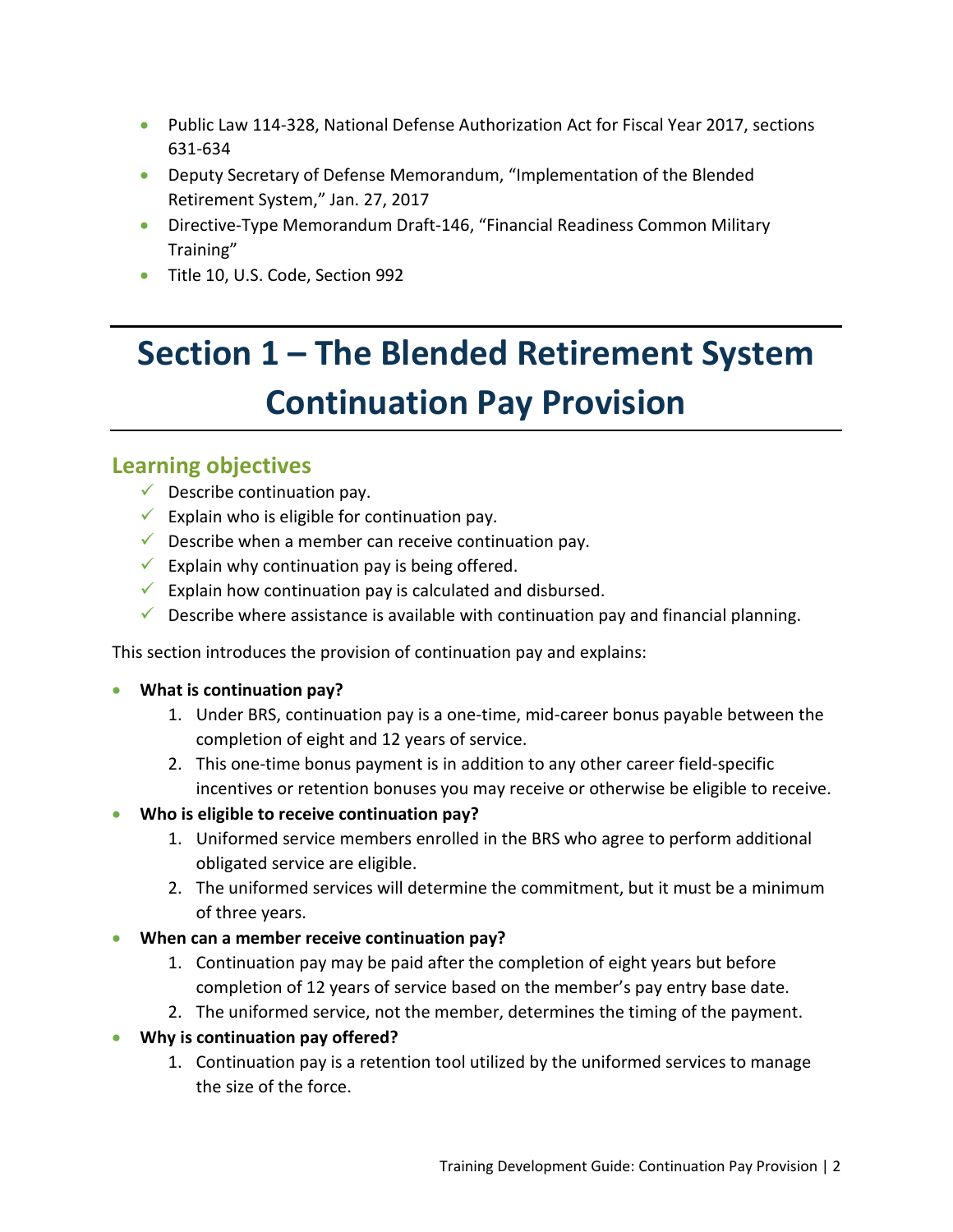- Public Law 114-328, National Defense Authorization Act for Fiscal Year 2017, sections 631-634
- Deputy Secretary of Defense Memorandum, "Implementation of the Blended Retirement System," Jan. 27, 2017
- Directive-Type Memorandum Draft-146, "Financial Readiness Common Military Training"
- Title 10, U.S. Code, Section 992

# Section 1 – The Blended Retirement System Continuation Pay Provision

## Learning objectives

- ✓ Describe continuation pay.
- ✓ Explain who is eligible for continuation pay.
- ✓ Describe when a member can receive continuation pay.
- ✓ Explain why continuation pay is being offered.
- ✓ Explain how continuation pay is calculated and disbursed.
- ✓ Describe where assistance is available with continuation pay and financial planning.

This section introduces the provision of continuation pay and explains:

- **What is continuation pay?**
  1. Under BRS, continuation pay is a one-time, mid-career bonus payable between the completion of eight and 12 years of service.
  2. This one-time bonus payment is in addition to any other career field-specific incentives or retention bonuses you may receive or otherwise be eligible to receive.
- **Who is eligible to receive continuation pay?**
  1. Uniformed service members enrolled in the BRS who agree to perform additional obligated service are eligible.
  2. The uniformed services will determine the commitment, but it must be a minimum of three years.
- **When can a member receive continuation pay?**
  1. Continuation pay may be paid after the completion of eight years but before completion of 12 years of service based on the member's pay entry base date.
  2. The uniformed service, not the member, determines the timing of the payment.
- **Why is continuation pay offered?**
  1. Continuation pay is a retention tool utilized by the uniformed services to manage the size of the force.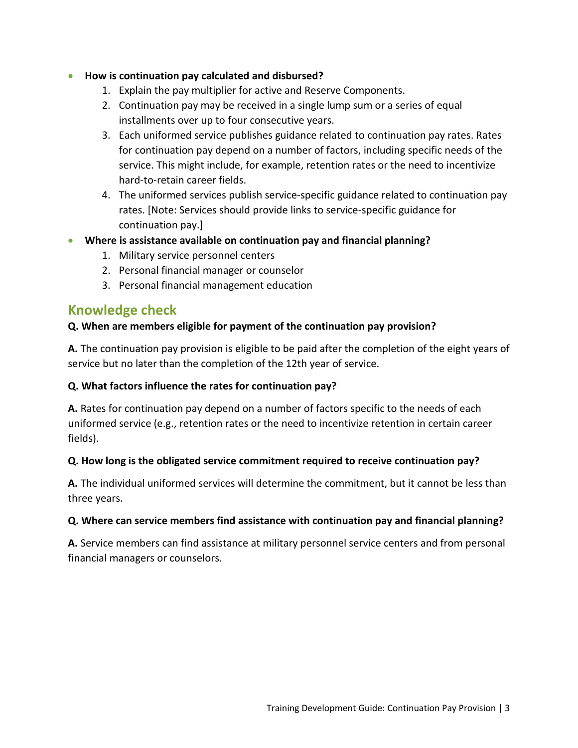- **How is continuation pay calculated and disbursed?**
  1. Explain the pay multiplier for active and Reserve Components.
  2. Continuation pay may be received in a single lump sum or a series of equal installments over up to four consecutive years.
  3. Each uniformed service publishes guidance related to continuation pay rates. Rates for continuation pay depend on a number of factors, including specific needs of the service. This might include, for example, retention rates or the need to incentivize hard-to-retain career fields.
  4. The uniformed services publish service-specific guidance related to continuation pay rates. [Note: Services should provide links to service-specific guidance for continuation pay.]
- **Where is assistance available on continuation pay and financial planning?**
  1. Military service personnel centers
  2. Personal financial manager or counselor
  3. Personal financial management education

## Knowledge check

**Q. When are members eligible for payment of the continuation pay provision?**

**A.** The continuation pay provision is eligible to be paid after the completion of the eight years of service but no later than the completion of the 12th year of service.

**Q. What factors influence the rates for continuation pay?**

**A.** Rates for continuation pay depend on a number of factors specific to the needs of each uniformed service (e.g., retention rates or the need to incentivize retention in certain career fields).

**Q. How long is the obligated service commitment required to receive continuation pay?**

**A.** The individual uniformed services will determine the commitment, but it cannot be less than three years.

**Q. Where can service members find assistance with continuation pay and financial planning?**

**A.** Service members can find assistance at military personnel service centers and from personal financial managers or counselors.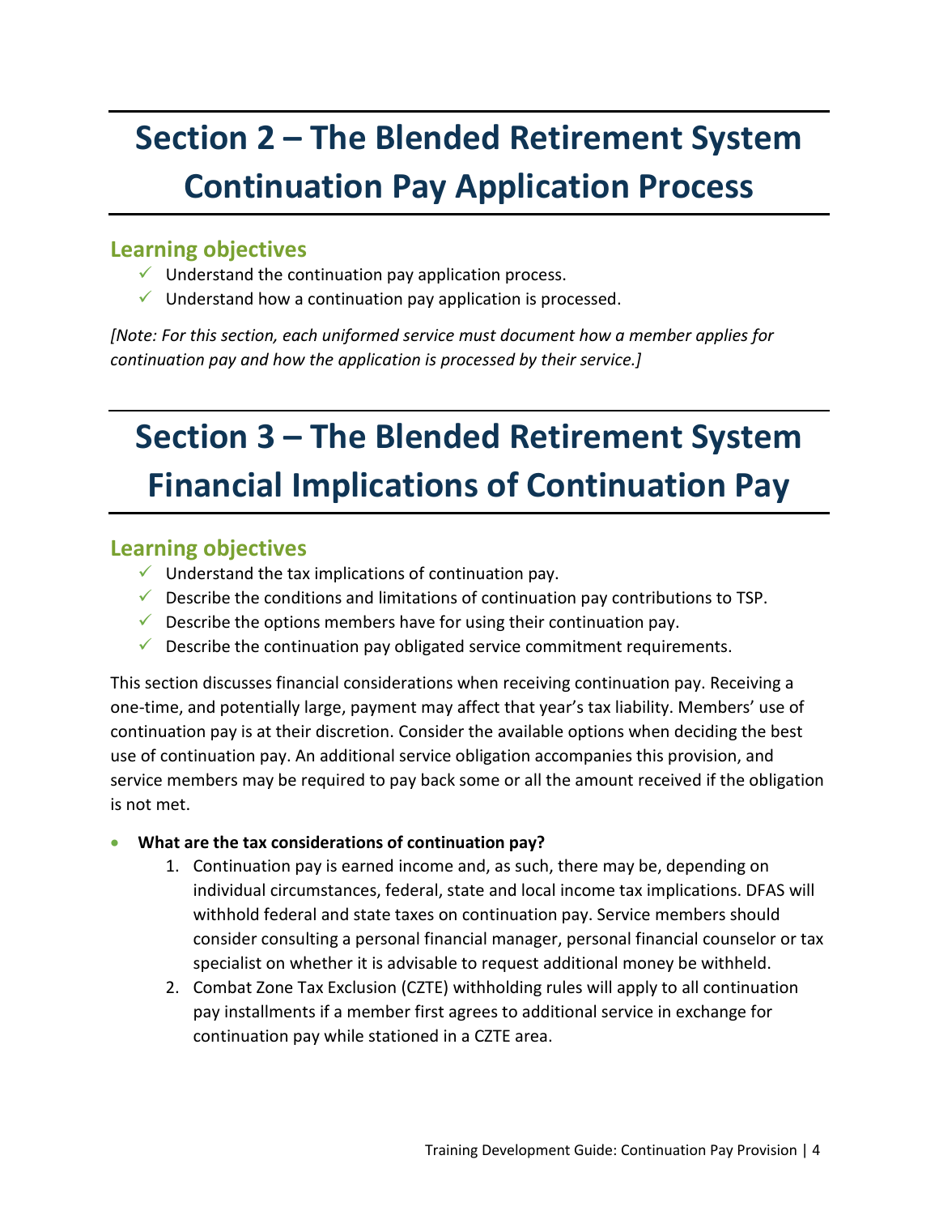# Section 2 – The Blended Retirement System Continuation Pay Application Process

## Learning objectives

- ✓ Understand the continuation pay application process.
- ✓ Understand how a continuation pay application is processed.

*[Note: For this section, each uniformed service must document how a member applies for continuation pay and how the application is processed by their service.]*

# Section 3 – The Blended Retirement System Financial Implications of Continuation Pay

## Learning objectives

- ✓ Understand the tax implications of continuation pay.
- ✓ Describe the conditions and limitations of continuation pay contributions to TSP.
- ✓ Describe the options members have for using their continuation pay.
- ✓ Describe the continuation pay obligated service commitment requirements.

This section discusses financial considerations when receiving continuation pay. Receiving a one-time, and potentially large, payment may affect that year's tax liability. Members' use of continuation pay is at their discretion. Consider the available options when deciding the best use of continuation pay. An additional service obligation accompanies this provision, and service members may be required to pay back some or all the amount received if the obligation is not met.

- **What are the tax considerations of continuation pay?**
    1. Continuation pay is earned income and, as such, there may be, depending on individual circumstances, federal, state and local income tax implications. DFAS will withhold federal and state taxes on continuation pay. Service members should consider consulting a personal financial manager, personal financial counselor or tax specialist on whether it is advisable to request additional money be withheld.
    2. Combat Zone Tax Exclusion (CZTE) withholding rules will apply to all continuation pay installments if a member first agrees to additional service in exchange for continuation pay while stationed in a CZTE area.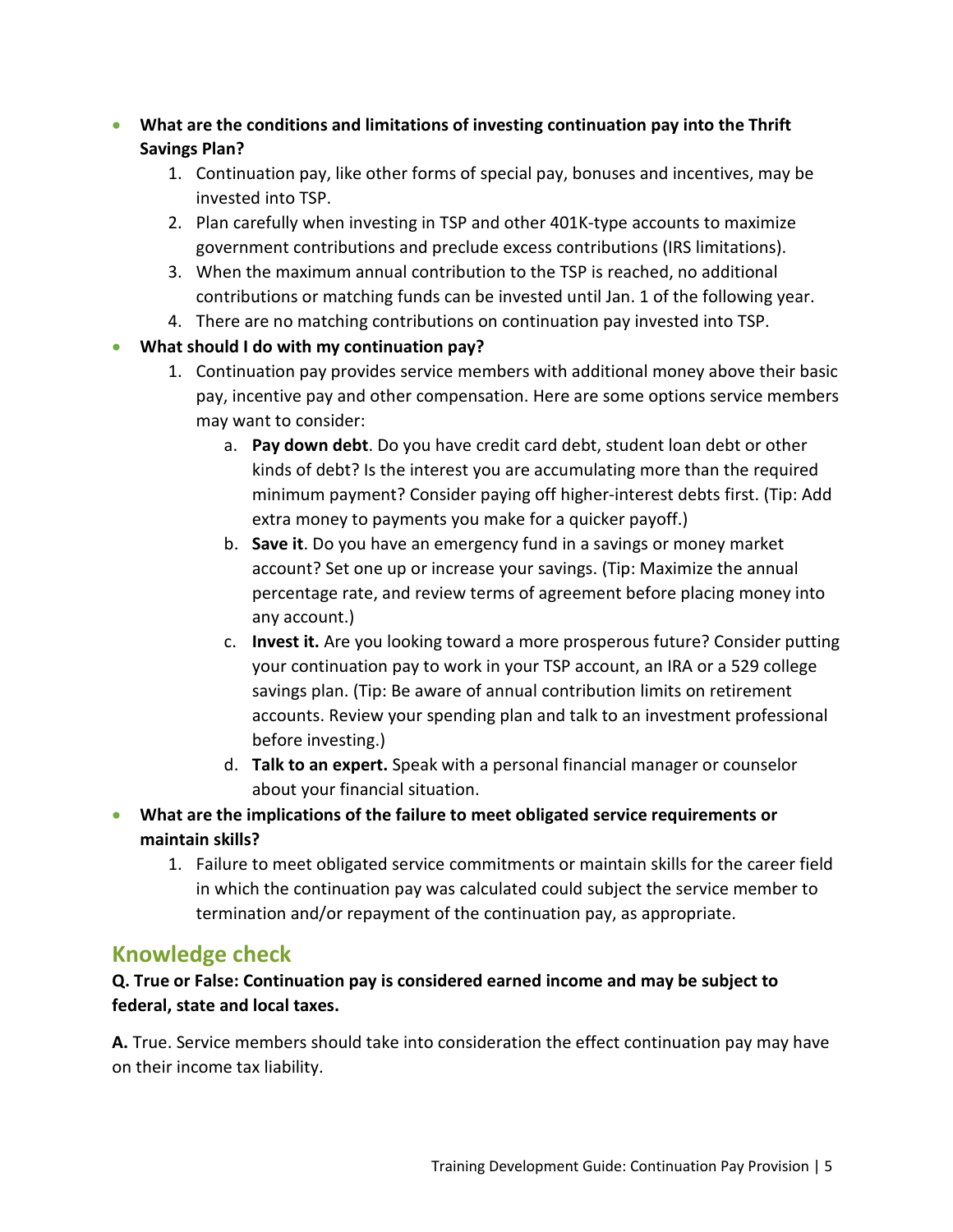- **What are the conditions and limitations of investing continuation pay into the Thrift Savings Plan?**
    1. Continuation pay, like other forms of special pay, bonuses and incentives, may be invested into TSP.
    2. Plan carefully when investing in TSP and other 401K-type accounts to maximize government contributions and preclude excess contributions (IRS limitations).
    3. When the maximum annual contribution to the TSP is reached, no additional contributions or matching funds can be invested until Jan. 1 of the following year.
    4. There are no matching contributions on continuation pay invested into TSP.
- **What should I do with my continuation pay?**
    1. Continuation pay provides service members with additional money above their basic pay, incentive pay and other compensation. Here are some options service members may want to consider:
        a. **Pay down debt**. Do you have credit card debt, student loan debt or other kinds of debt? Is the interest you are accumulating more than the required minimum payment? Consider paying off higher-interest debts first. (Tip: Add extra money to payments you make for a quicker payoff.)
        b. **Save it**. Do you have an emergency fund in a savings or money market account? Set one up or increase your savings. (Tip: Maximize the annual percentage rate, and review terms of agreement before placing money into any account.)
        c. **Invest it.** Are you looking toward a more prosperous future? Consider putting your continuation pay to work in your TSP account, an IRA or a 529 college savings plan. (Tip: Be aware of annual contribution limits on retirement accounts. Review your spending plan and talk to an investment professional before investing.)
        d. **Talk to an expert.** Speak with a personal financial manager or counselor about your financial situation.
- **What are the implications of the failure to meet obligated service requirements or maintain skills?**
    1. Failure to meet obligated service commitments or maintain skills for the career field in which the continuation pay was calculated could subject the service member to termination and/or repayment of the continuation pay, as appropriate.

## Knowledge check

**Q. True or False: Continuation pay is considered earned income and may be subject to federal, state and local taxes.**

**A.** True. Service members should take into consideration the effect continuation pay may have on their income tax liability.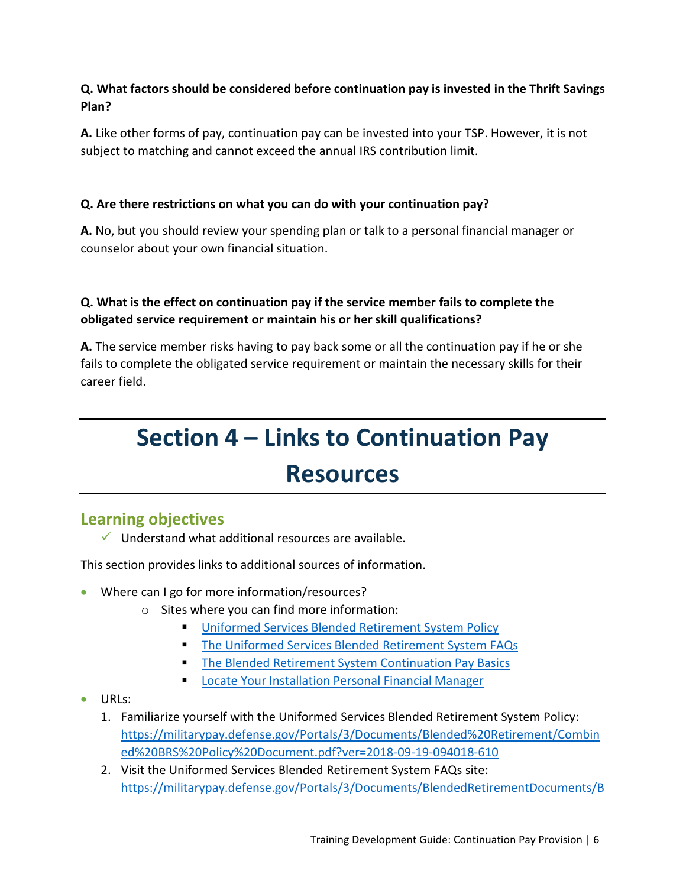**Q. What factors should be considered before continuation pay is invested in the Thrift Savings Plan?**

**A.** Like other forms of pay, continuation pay can be invested into your TSP. However, it is not subject to matching and cannot exceed the annual IRS contribution limit.

**Q. Are there restrictions on what you can do with your continuation pay?**

**A.** No, but you should review your spending plan or talk to a personal financial manager or counselor about your own financial situation.

**Q. What is the effect on continuation pay if the service member fails to complete the obligated service requirement or maintain his or her skill qualifications?**

**A.** The service member risks having to pay back some or all the continuation pay if he or she fails to complete the obligated service requirement or maintain the necessary skills for their career field.

# Section 4 – Links to Continuation Pay Resources

## Learning objectives

- ✓ Understand what additional resources are available.

This section provides links to additional sources of information.

- Where can I go for more information/resources?
  - Sites where you can find more information:
    - Uniformed Services Blended Retirement System Policy
    - The Uniformed Services Blended Retirement System FAQs
    - The Blended Retirement System Continuation Pay Basics
    - Locate Your Installation Personal Financial Manager
- URLs:
  1. Familiarize yourself with the Uniformed Services Blended Retirement System Policy: https://militarypay.defense.gov/Portals/3/Documents/Blended%20Retirement/Combined%20BRS%20Policy%20Document.pdf?ver=2018-09-19-094018-610
  2. Visit the Uniformed Services Blended Retirement System FAQs site: https://militarypay.defense.gov/Portals/3/Documents/BlendedRetirementDocuments/B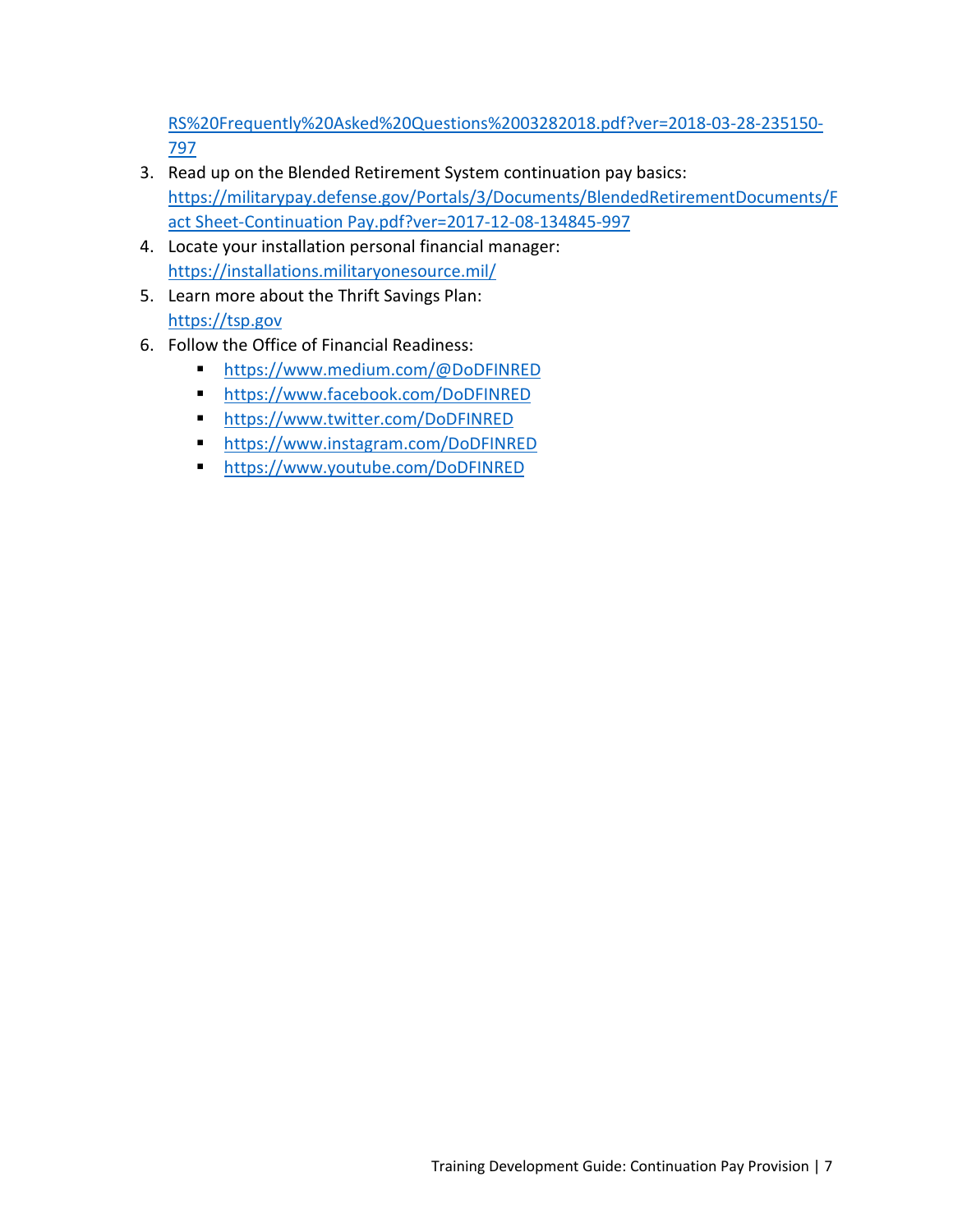RS%20Frequently%20Asked%20Questions%2003282018.pdf?ver=2018-03-28-235150-797

3. Read up on the Blended Retirement System continuation pay basics:
   https://militarypay.defense.gov/Portals/3/Documents/BlendedRetirementDocuments/Fact Sheet-Continuation Pay.pdf?ver=2017-12-08-134845-997
4. Locate your installation personal financial manager:
   https://installations.militaryonesource.mil/
5. Learn more about the Thrift Savings Plan:
   https://tsp.gov
6. Follow the Office of Financial Readiness:
   - https://www.medium.com/@DoDFINRED
   - https://www.facebook.com/DoDFINRED
   - https://www.twitter.com/DoDFINRED
   - https://www.instagram.com/DoDFINRED
   - https://www.youtube.com/DoDFINRED